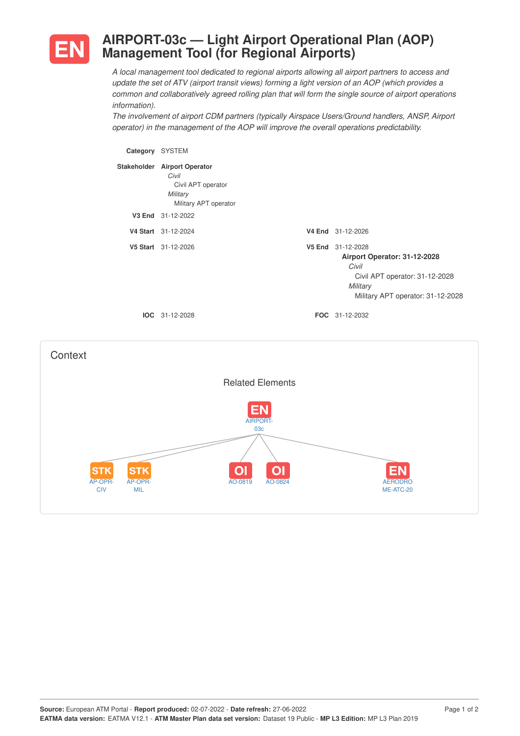# AIRPORT-03c — Light Airport Operational Plan (AOP) Management Tool (for Regional Airports)

*A local management tool dedicated to regional airports allowing all airport partners to access and update the set of ATV (airport transit views) forming a light version of an AOP (which provides a common and collaboratively agreed rolling plan that will form the single source of airport operations information).*

*The involvement of airport CDM partners (typically Airspace Users/Ground handlers, ANSP, Airport operator) in the management of the AOP will improve the overall operations predictability.*

**Category** SYSTEM

**Stakeholder** **Airport Operator**
- *Civil*
  - Civil APT operator
- *Military*
  - Military APT operator

**V3 End** 31-12-2022

**V4 Start** 31-12-2024 | **V4 End** 31-12-2026

**V5 Start** 31-12-2026 | **V5 End** 31-12-2028

**Airport Operator: 31-12-2028**
- *Civil*
  - Civil APT operator: 31-12-2028
- *Military*
  - Military APT operator: 31-12-2028

**IOC** 31-12-2028 | **FOC** 31-12-2032

## Context

### Related Elements

- EN AIRPORT-03c
  - STK AP-OPR-CIV
  - STK AP-OPR-MIL
  - OI AO-0819
  - OI AO-0824
  - EN AERODROME-ATC-20

**Source:** European ATM Portal - **Report produced:** 02-07-2022 - **Date refresh:** 27-06-2022
**EATMA data version:** EATMA V12.1 - **ATM Master Plan data set version:** Dataset 19 Public - **MP L3 Edition:** MP L3 Plan 2019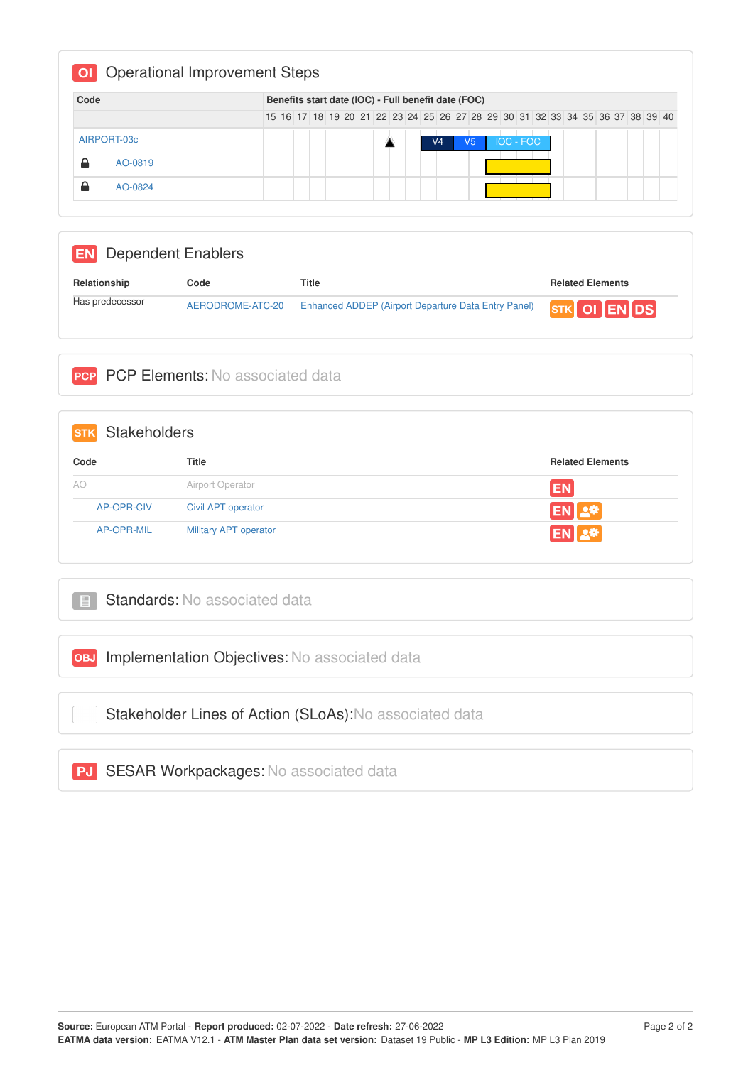## OI Operational Improvement Steps

| Code | Benefits start date (IOC) - Full benefit date (FOC) |
|---|---|
| | 15 16 17 18 19 20 21 22 23 24 25 26 27 28 29 30 31 32 33 34 35 36 37 38 39 40 |
| AIRPORT-03c | V4 V5 IOC - FOC |
| AO-0819 | |
| AO-0824 | |

## EN Dependent Enablers

| Relationship | Code | Title | Related Elements |
|---|---|---|---|
| Has predecessor | AERODROME-ATC-20 | Enhanced ADDEP (Airport Departure Data Entry Panel) | STK OI EN DS |

## PCP PCP Elements: No associated data

## STK Stakeholders

| Code | Title | Related Elements |
|---|---|---|
| AO | Airport Operator | EN |
| AP-OPR-CIV | Civil APT operator | EN |
| AP-OPR-MIL | Military APT operator | EN |

## Standards: No associated data

## OBJ Implementation Objectives: No associated data

## Stakeholder Lines of Action (SLoAs): No associated data

## PJ SESAR Workpackages: No associated data

**Source:** European ATM Portal - **Report produced:** 02-07-2022 - **Date refresh:** 27-06-2022
**EATMA data version:** EATMA V12.1 - **ATM Master Plan data set version:** Dataset 19 Public - **MP L3 Edition:** MP L3 Plan 2019